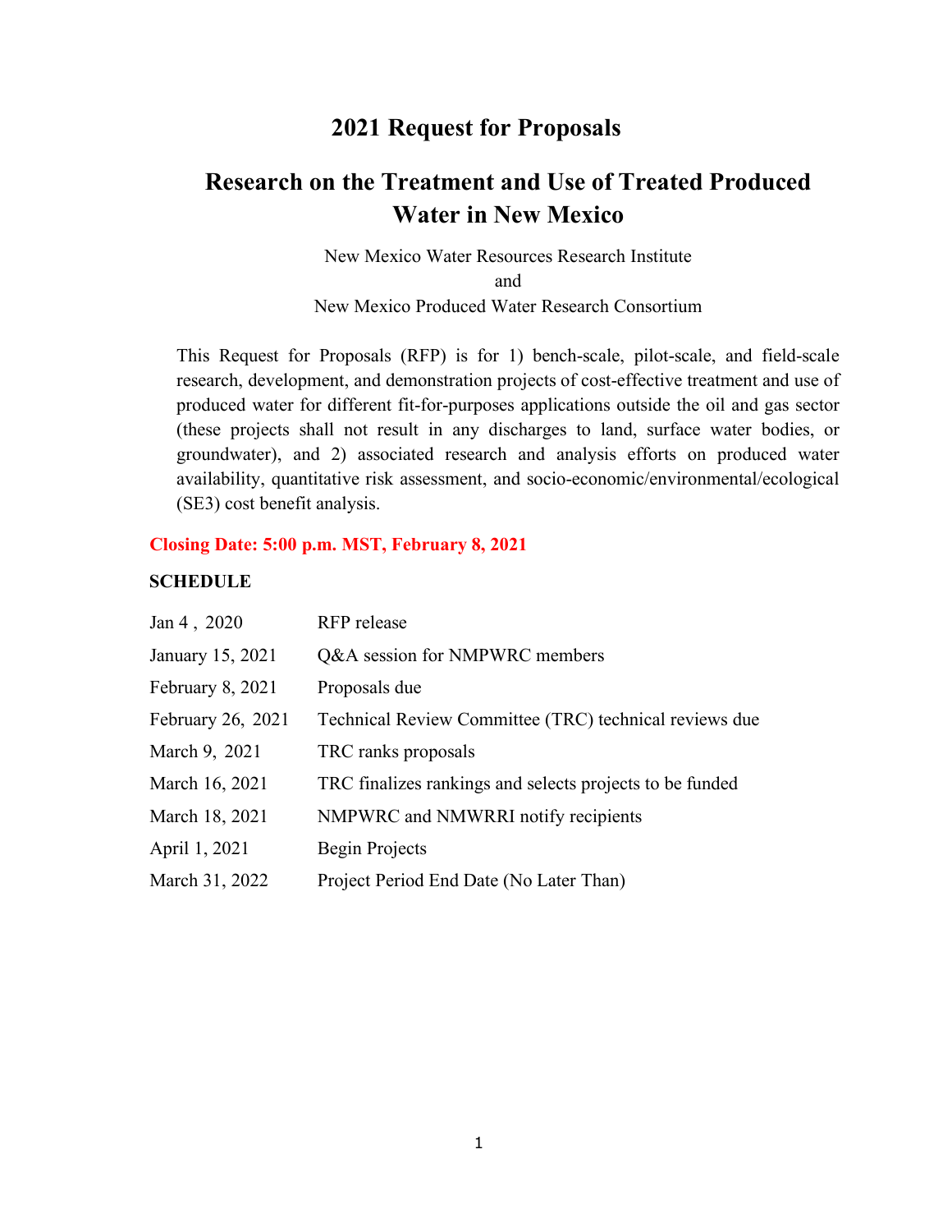# 2021 Request for Proposals

# Research on the Treatment and Use of Treated Produced Water in New Mexico

New Mexico Water Resources Research Institute

and

New Mexico Produced Water Research Consortium

This Request for Proposals (RFP) is for 1) bench-scale, pilot-scale, and field-scale research, development, and demonstration projects of cost-effective treatment and use of produced water for different fit-for-purposes applications outside the oil and gas sector (these projects shall not result in any discharges to land, surface water bodies, or groundwater), and 2) associated research and analysis efforts on produced water availability, quantitative risk assessment, and socio-economic/environmental/ecological (SE3) cost benefit analysis.

**Closing Date: 5:00 p.m. MST, February 8, 2021**

**SCHEDULE**

| | |
|---|---|
| Jan 4 , 2020 | RFP release |
| January 15, 2021 | Q&A session for NMPWRC members |
| February 8, 2021 | Proposals due |
| February 26, 2021 | Technical Review Committee (TRC) technical reviews due |
| March 9, 2021 | TRC ranks proposals |
| March 16, 2021 | TRC finalizes rankings and selects projects to be funded |
| March 18, 2021 | NMPWRC and NMWRRI notify recipients |
| April 1, 2021 | Begin Projects |
| March 31, 2022 | Project Period End Date (No Later Than) |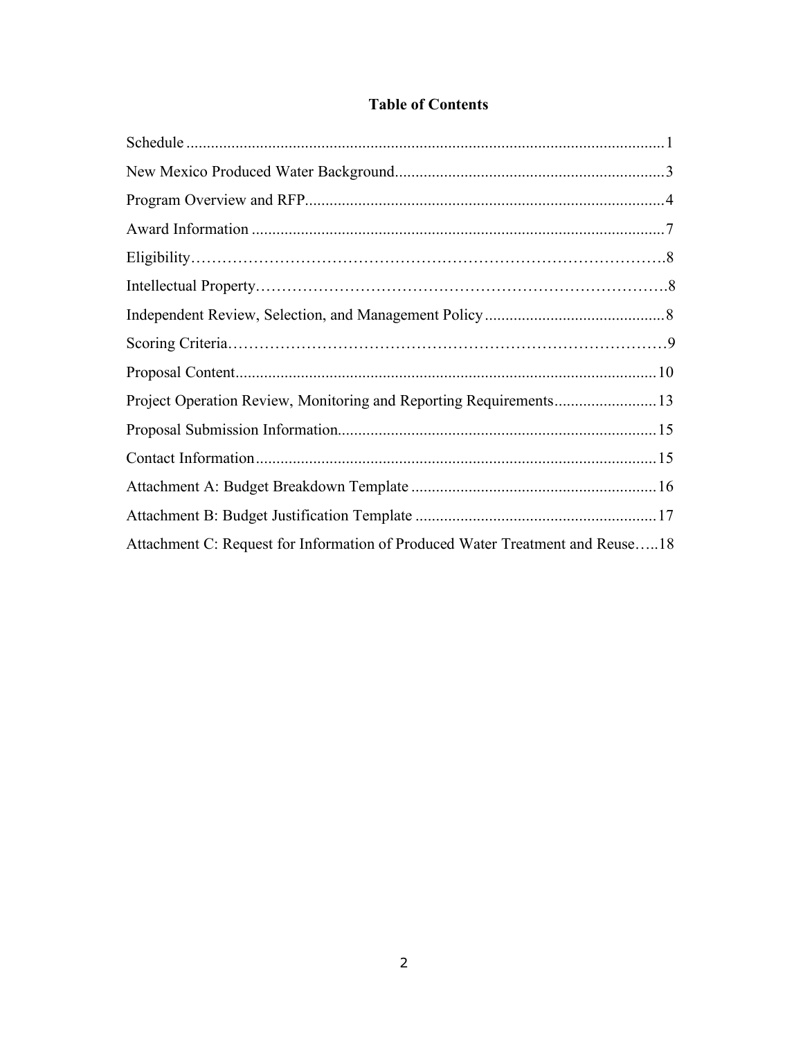## Table of Contents

Schedule .....................................................................................................................1

New Mexico Produced Water Background..................................................................3

Program Overview and RFP........................................................................................4

Award Information .....................................................................................................7

Eligibility……………………………………………………………………………….8

Intellectual Property…………………………………………………………………….8

Independent Review, Selection, and Management Policy ............................................8

Scoring Criteria…………………………………………………………………………9

Proposal Content.......................................................................................................10

Project Operation Review, Monitoring and Reporting Requirements.........................13

Proposal Submission Information.............................................................................15

Contact Information..................................................................................................15

Attachment A: Budget Breakdown Template ............................................................16

Attachment B: Budget Justification Template ...........................................................17

Attachment C: Request for Information of Produced Water Treatment and Reuse…..18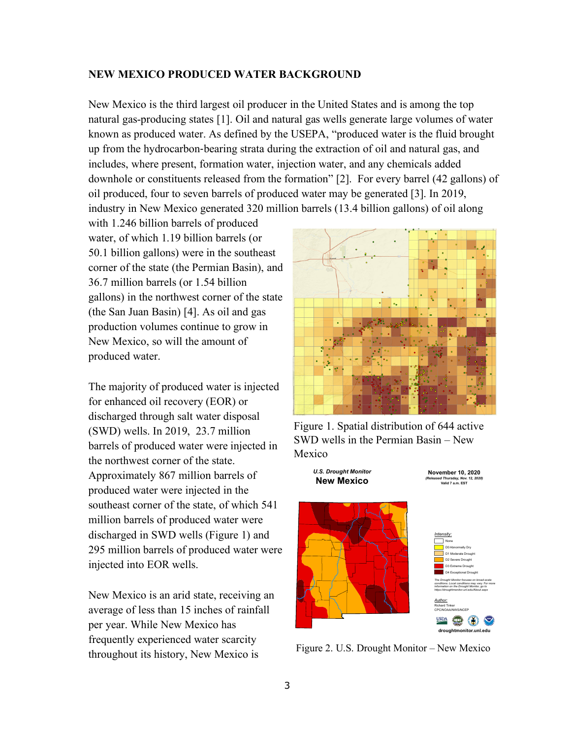## NEW MEXICO PRODUCED WATER BACKGROUND

New Mexico is the third largest oil producer in the United States and is among the top natural gas-producing states [1]. Oil and natural gas wells generate large volumes of water known as produced water. As defined by the USEPA, "produced water is the fluid brought up from the hydrocarbon-bearing strata during the extraction of oil and natural gas, and includes, where present, formation water, injection water, and any chemicals added downhole or constituents released from the formation" [2]. For every barrel (42 gallons) of oil produced, four to seven barrels of produced water may be generated [3]. In 2019, industry in New Mexico generated 320 million barrels (13.4 billion gallons) of oil along with 1.246 billion barrels of produced water, of which 1.19 billion barrels (or 50.1 billion gallons) were in the southeast corner of the state (the Permian Basin), and 36.7 million barrels (or 1.54 billion gallons) in the northwest corner of the state (the San Juan Basin) [4]. As oil and gas production volumes continue to grow in New Mexico, so will the amount of produced water.

The majority of produced water is injected for enhanced oil recovery (EOR) or discharged through salt water disposal (SWD) wells. In 2019, 23.7 million barrels of produced water were injected in the northwest corner of the state. Approximately 867 million barrels of produced water were injected in the southeast corner of the state, of which 541 million barrels of produced water were discharged in SWD wells (Figure 1) and 295 million barrels of produced water were injected into EOR wells.

Figure 1. Spatial distribution of 644 active SWD wells in the Permian Basin – New Mexico

Figure 2. U.S. Drought Monitor – New Mexico

New Mexico is an arid state, receiving an average of less than 15 inches of rainfall per year. While New Mexico has frequently experienced water scarcity throughout its history, New Mexico is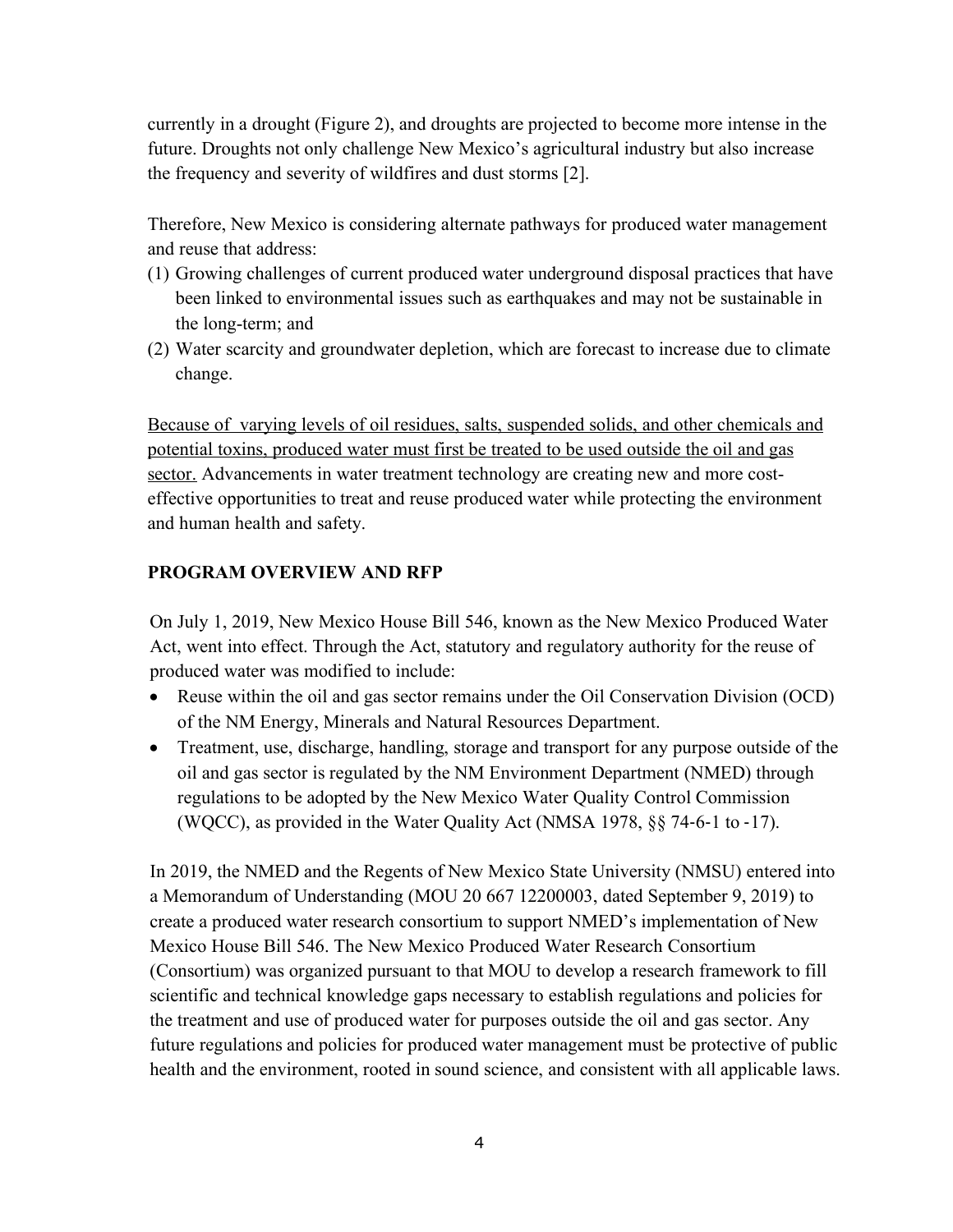currently in a drought (Figure 2), and droughts are projected to become more intense in the future. Droughts not only challenge New Mexico's agricultural industry but also increase the frequency and severity of wildfires and dust storms [2].

Therefore, New Mexico is considering alternate pathways for produced water management and reuse that address:

(1) Growing challenges of current produced water underground disposal practices that have been linked to environmental issues such as earthquakes and may not be sustainable in the long-term; and
(2) Water scarcity and groundwater depletion, which are forecast to increase due to climate change.

<u>Because of varying levels of oil residues, salts, suspended solids, and other chemicals and potential toxins, produced water must first be treated to be used outside the oil and gas sector.</u> Advancements in water treatment technology are creating new and more cost-effective opportunities to treat and reuse produced water while protecting the environment and human health and safety.

## PROGRAM OVERVIEW AND RFP

On July 1, 2019, New Mexico House Bill 546, known as the New Mexico Produced Water Act, went into effect. Through the Act, statutory and regulatory authority for the reuse of produced water was modified to include:

- Reuse within the oil and gas sector remains under the Oil Conservation Division (OCD) of the NM Energy, Minerals and Natural Resources Department.
- Treatment, use, discharge, handling, storage and transport for any purpose outside of the oil and gas sector is regulated by the NM Environment Department (NMED) through regulations to be adopted by the New Mexico Water Quality Control Commission (WQCC), as provided in the Water Quality Act (NMSA 1978, §§ 74-6-1 to -17).

In 2019, the NMED and the Regents of New Mexico State University (NMSU) entered into a Memorandum of Understanding (MOU 20 667 12200003, dated September 9, 2019) to create a produced water research consortium to support NMED's implementation of New Mexico House Bill 546. The New Mexico Produced Water Research Consortium (Consortium) was organized pursuant to that MOU to develop a research framework to fill scientific and technical knowledge gaps necessary to establish regulations and policies for the treatment and use of produced water for purposes outside the oil and gas sector. Any future regulations and policies for produced water management must be protective of public health and the environment, rooted in sound science, and consistent with all applicable laws.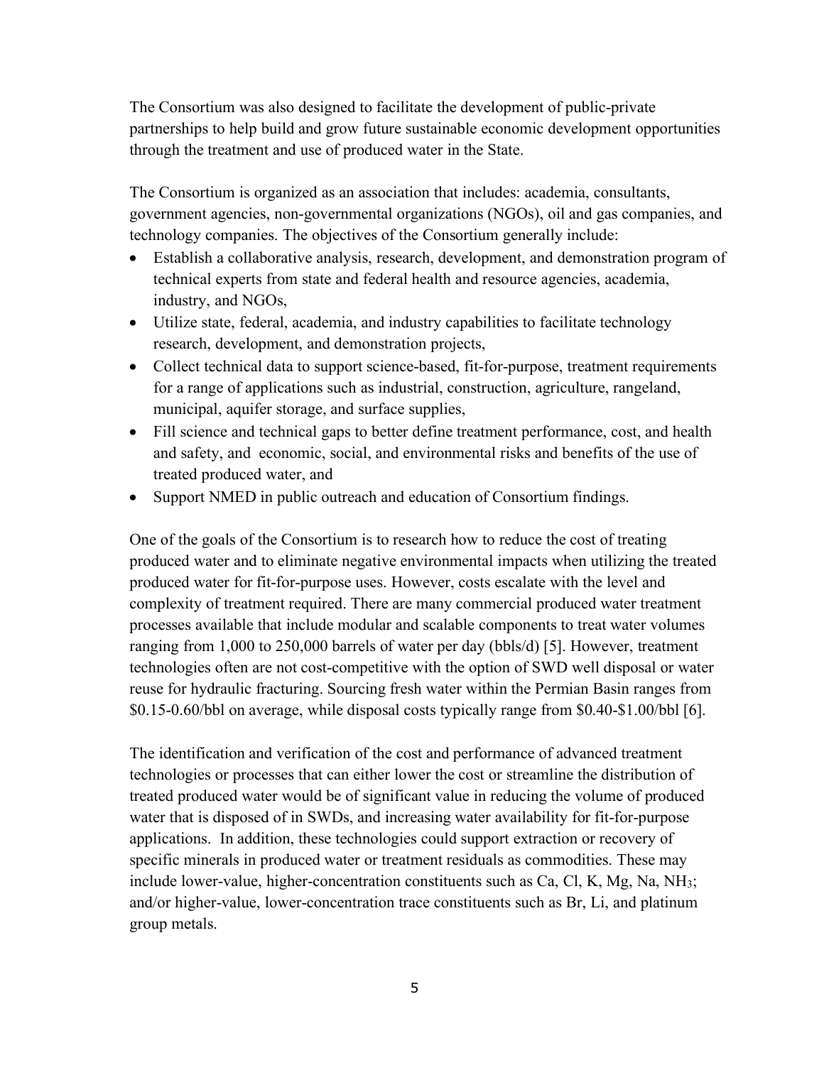The Consortium was also designed to facilitate the development of public-private partnerships to help build and grow future sustainable economic development opportunities through the treatment and use of produced water in the State.

The Consortium is organized as an association that includes: academia, consultants, government agencies, non-governmental organizations (NGOs), oil and gas companies, and technology companies. The objectives of the Consortium generally include:

- Establish a collaborative analysis, research, development, and demonstration program of technical experts from state and federal health and resource agencies, academia, industry, and NGOs,
- Utilize state, federal, academia, and industry capabilities to facilitate technology research, development, and demonstration projects,
- Collect technical data to support science-based, fit-for-purpose, treatment requirements for a range of applications such as industrial, construction, agriculture, rangeland, municipal, aquifer storage, and surface supplies,
- Fill science and technical gaps to better define treatment performance, cost, and health and safety, and economic, social, and environmental risks and benefits of the use of treated produced water, and
- Support NMED in public outreach and education of Consortium findings.

One of the goals of the Consortium is to research how to reduce the cost of treating produced water and to eliminate negative environmental impacts when utilizing the treated produced water for fit-for-purpose uses. However, costs escalate with the level and complexity of treatment required. There are many commercial produced water treatment processes available that include modular and scalable components to treat water volumes ranging from 1,000 to 250,000 barrels of water per day (bbls/d) [5]. However, treatment technologies often are not cost-competitive with the option of SWD well disposal or water reuse for hydraulic fracturing. Sourcing fresh water within the Permian Basin ranges from $0.15-0.60/bbl on average, while disposal costs typically range from $0.40-$1.00/bbl [6].

The identification and verification of the cost and performance of advanced treatment technologies or processes that can either lower the cost or streamline the distribution of treated produced water would be of significant value in reducing the volume of produced water that is disposed of in SWDs, and increasing water availability for fit-for-purpose applications. In addition, these technologies could support extraction or recovery of specific minerals in produced water or treatment residuals as commodities. These may include lower-value, higher-concentration constituents such as Ca, Cl, K, Mg, Na, $NH_3$; and/or higher-value, lower-concentration trace constituents such as Br, Li, and platinum group metals.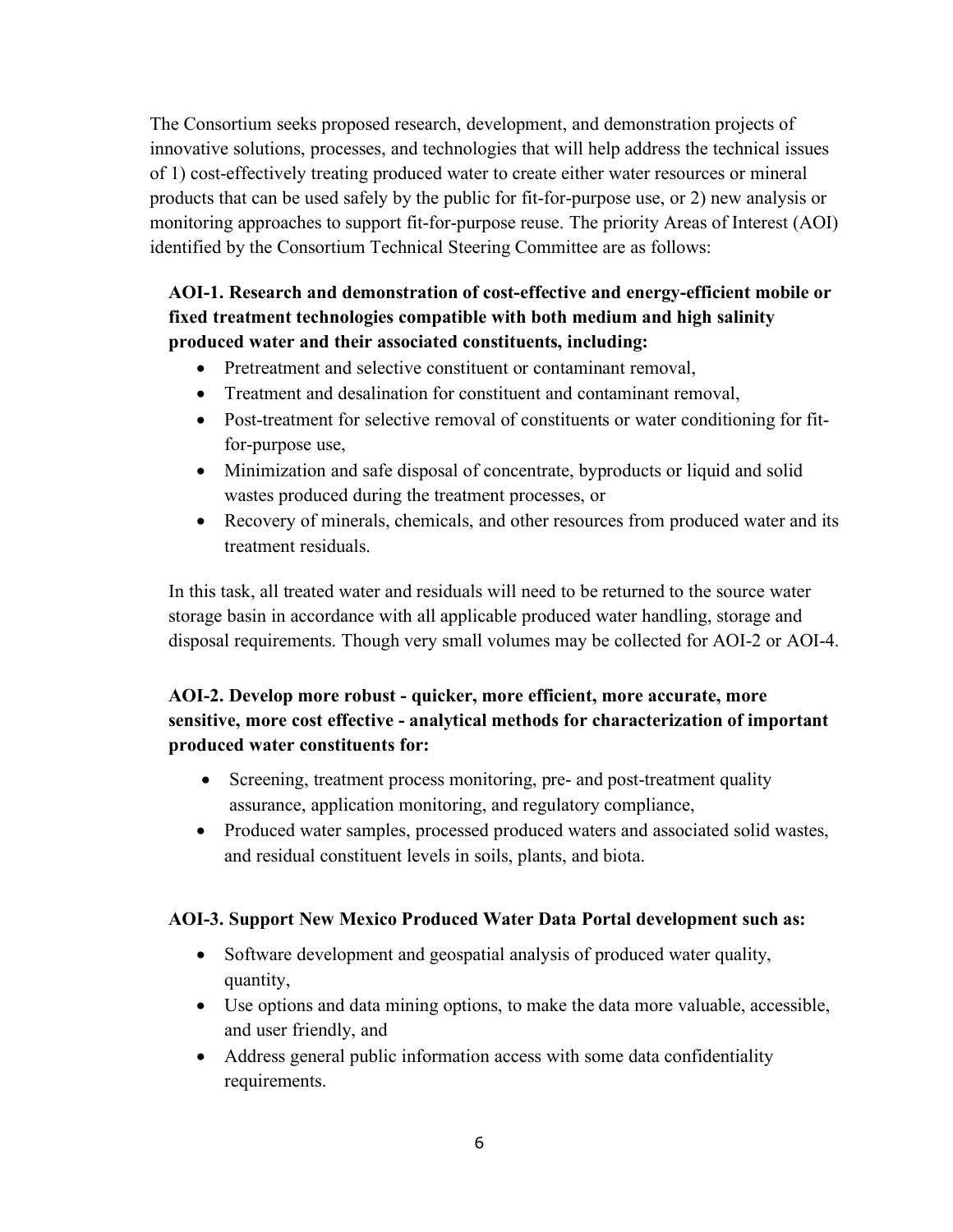The Consortium seeks proposed research, development, and demonstration projects of innovative solutions, processes, and technologies that will help address the technical issues of 1) cost-effectively treating produced water to create either water resources or mineral products that can be used safely by the public for fit-for-purpose use, or 2) new analysis or monitoring approaches to support fit-for-purpose reuse. The priority Areas of Interest (AOI) identified by the Consortium Technical Steering Committee are as follows:

**AOI-1. Research and demonstration of cost-effective and energy-efficient mobile or fixed treatment technologies compatible with both medium and high salinity produced water and their associated constituents, including:**

- Pretreatment and selective constituent or contaminant removal,
- Treatment and desalination for constituent and contaminant removal,
- Post-treatment for selective removal of constituents or water conditioning for fit-for-purpose use,
- Minimization and safe disposal of concentrate, byproducts or liquid and solid wastes produced during the treatment processes, or
- Recovery of minerals, chemicals, and other resources from produced water and its treatment residuals.

In this task, all treated water and residuals will need to be returned to the source water storage basin in accordance with all applicable produced water handling, storage and disposal requirements. Though very small volumes may be collected for AOI-2 or AOI-4.

**AOI-2. Develop more robust - quicker, more efficient, more accurate, more sensitive, more cost effective - analytical methods for characterization of important produced water constituents for:**

- Screening, treatment process monitoring, pre- and post-treatment quality assurance, application monitoring, and regulatory compliance,
- Produced water samples, processed produced waters and associated solid wastes, and residual constituent levels in soils, plants, and biota.

**AOI-3. Support New Mexico Produced Water Data Portal development such as:**

- Software development and geospatial analysis of produced water quality, quantity,
- Use options and data mining options, to make the data more valuable, accessible, and user friendly, and
- Address general public information access with some data confidentiality requirements.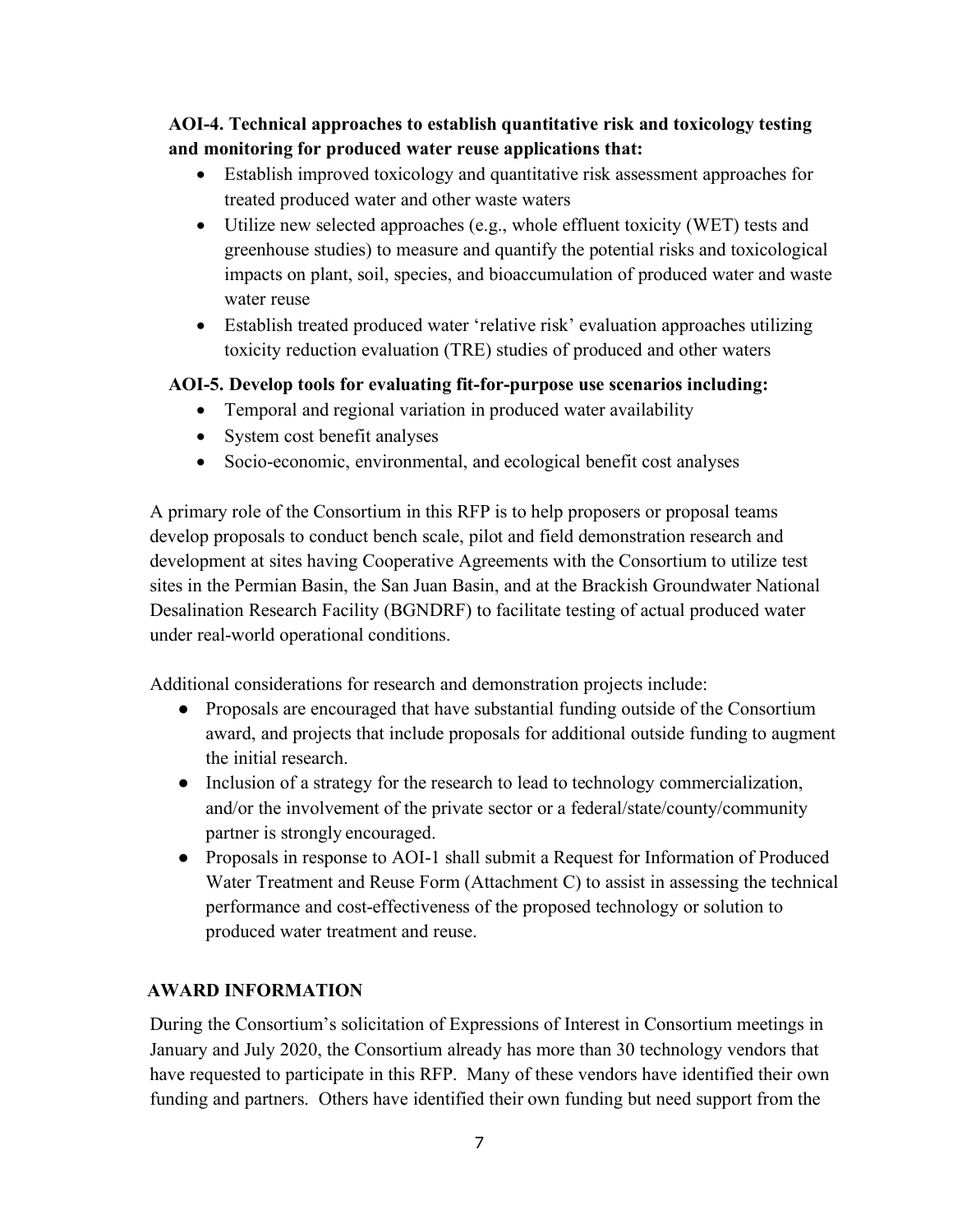**AOI-4. Technical approaches to establish quantitative risk and toxicology testing and monitoring for produced water reuse applications that:**

- Establish improved toxicology and quantitative risk assessment approaches for treated produced water and other waste waters
- Utilize new selected approaches (e.g., whole effluent toxicity (WET) tests and greenhouse studies) to measure and quantify the potential risks and toxicological impacts on plant, soil, species, and bioaccumulation of produced water and waste water reuse
- Establish treated produced water 'relative risk' evaluation approaches utilizing toxicity reduction evaluation (TRE) studies of produced and other waters

**AOI-5. Develop tools for evaluating fit-for-purpose use scenarios including:**

- Temporal and regional variation in produced water availability
- System cost benefit analyses
- Socio-economic, environmental, and ecological benefit cost analyses

A primary role of the Consortium in this RFP is to help proposers or proposal teams develop proposals to conduct bench scale, pilot and field demonstration research and development at sites having Cooperative Agreements with the Consortium to utilize test sites in the Permian Basin, the San Juan Basin, and at the Brackish Groundwater National Desalination Research Facility (BGNDRF) to facilitate testing of actual produced water under real-world operational conditions.

Additional considerations for research and demonstration projects include:

- Proposals are encouraged that have substantial funding outside of the Consortium award, and projects that include proposals for additional outside funding to augment the initial research.
- Inclusion of a strategy for the research to lead to technology commercialization, and/or the involvement of the private sector or a federal/state/county/community partner is strongly encouraged.
- Proposals in response to AOI-1 shall submit a Request for Information of Produced Water Treatment and Reuse Form (Attachment C) to assist in assessing the technical performance and cost-effectiveness of the proposed technology or solution to produced water treatment and reuse.

## AWARD INFORMATION

During the Consortium's solicitation of Expressions of Interest in Consortium meetings in January and July 2020, the Consortium already has more than 30 technology vendors that have requested to participate in this RFP. Many of these vendors have identified their own funding and partners. Others have identified their own funding but need support from the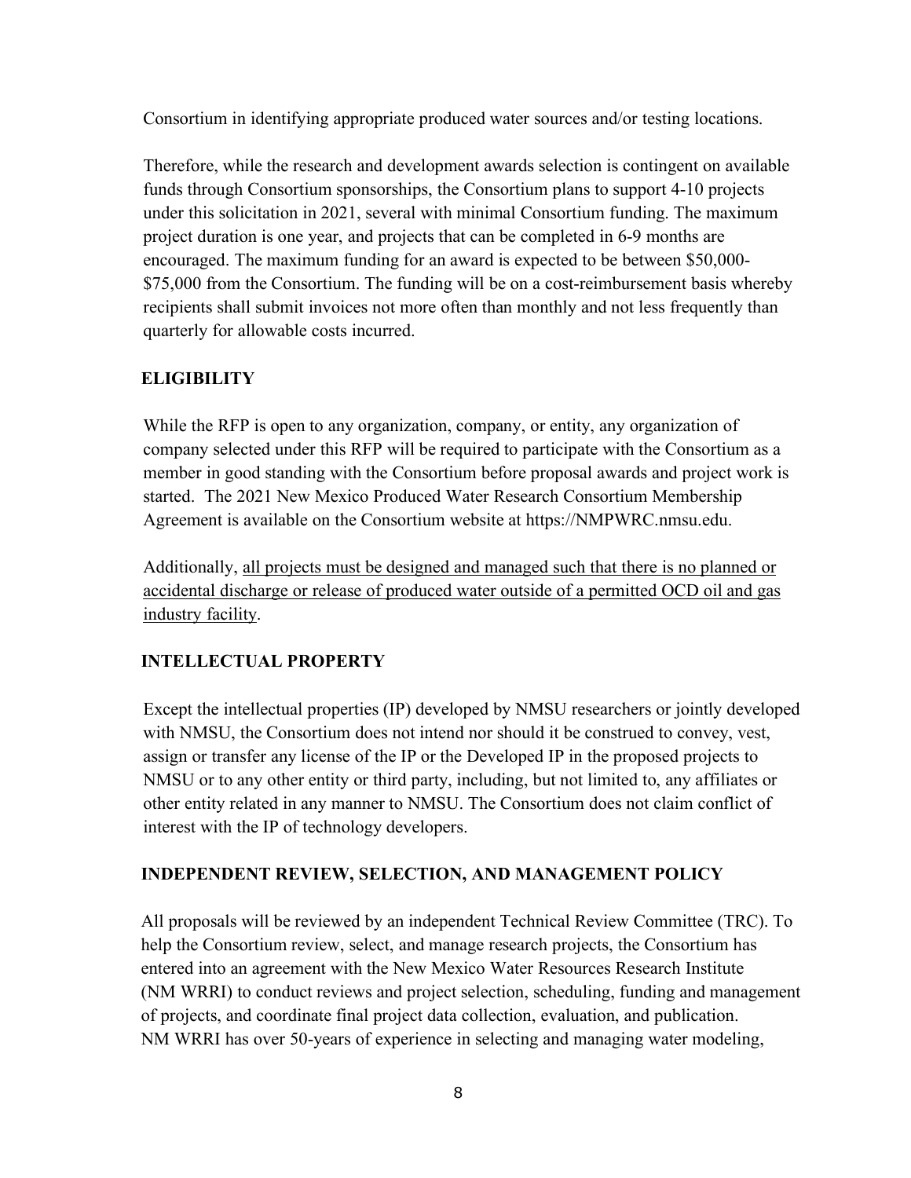Consortium in identifying appropriate produced water sources and/or testing locations.

Therefore, while the research and development awards selection is contingent on available funds through Consortium sponsorships, the Consortium plans to support 4-10 projects under this solicitation in 2021, several with minimal Consortium funding. The maximum project duration is one year, and projects that can be completed in 6-9 months are encouraged. The maximum funding for an award is expected to be between $50,000-$75,000 from the Consortium. The funding will be on a cost-reimbursement basis whereby recipients shall submit invoices not more often than monthly and not less frequently than quarterly for allowable costs incurred.

## ELIGIBILITY

While the RFP is open to any organization, company, or entity, any organization of company selected under this RFP will be required to participate with the Consortium as a member in good standing with the Consortium before proposal awards and project work is started. The 2021 New Mexico Produced Water Research Consortium Membership Agreement is available on the Consortium website at https://NMPWRC.nmsu.edu.

Additionally, <u>all projects must be designed and managed such that there is no planned or accidental discharge or release of produced water outside of a permitted OCD oil and gas industry facility</u>.

## INTELLECTUAL PROPERTY

Except the intellectual properties (IP) developed by NMSU researchers or jointly developed with NMSU, the Consortium does not intend nor should it be construed to convey, vest, assign or transfer any license of the IP or the Developed IP in the proposed projects to NMSU or to any other entity or third party, including, but not limited to, any affiliates or other entity related in any manner to NMSU. The Consortium does not claim conflict of interest with the IP of technology developers.

## INDEPENDENT REVIEW, SELECTION, AND MANAGEMENT POLICY

All proposals will be reviewed by an independent Technical Review Committee (TRC). To help the Consortium review, select, and manage research projects, the Consortium has entered into an agreement with the New Mexico Water Resources Research Institute (NM WRRI) to conduct reviews and project selection, scheduling, funding and management of projects, and coordinate final project data collection, evaluation, and publication. NM WRRI has over 50-years of experience in selecting and managing water modeling,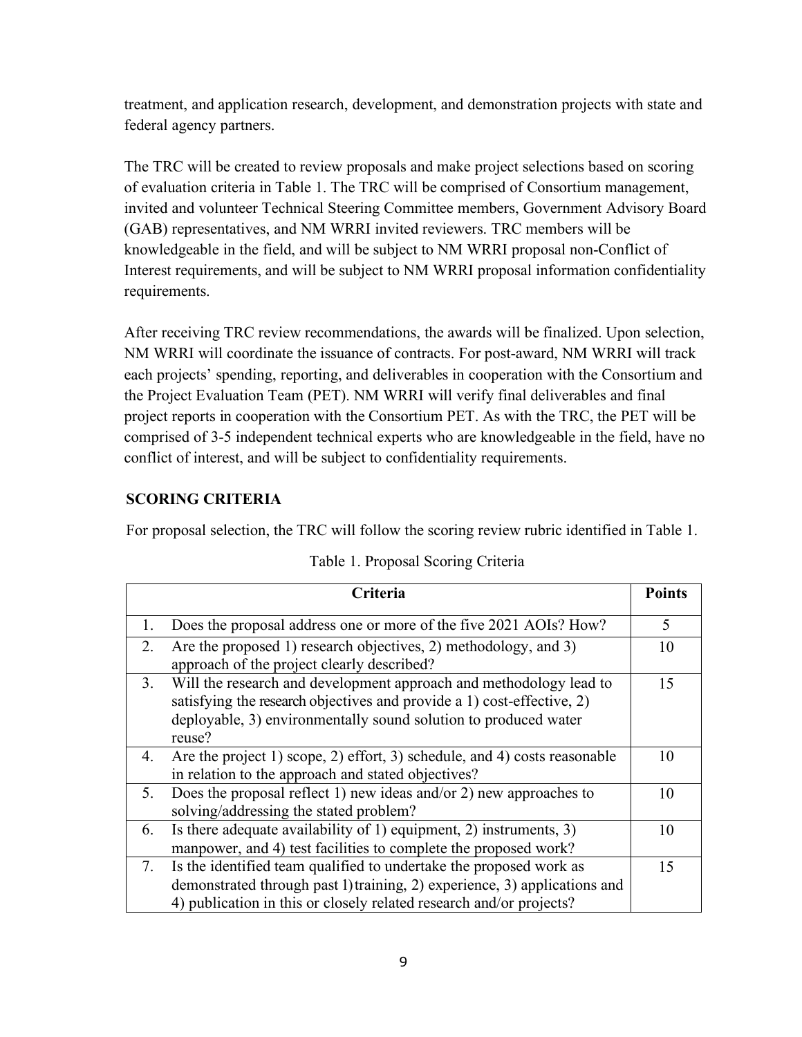treatment, and application research, development, and demonstration projects with state and federal agency partners.

The TRC will be created to review proposals and make project selections based on scoring of evaluation criteria in Table 1. The TRC will be comprised of Consortium management, invited and volunteer Technical Steering Committee members, Government Advisory Board (GAB) representatives, and NM WRRI invited reviewers. TRC members will be knowledgeable in the field, and will be subject to NM WRRI proposal non-Conflict of Interest requirements, and will be subject to NM WRRI proposal information confidentiality requirements.

After receiving TRC review recommendations, the awards will be finalized. Upon selection, NM WRRI will coordinate the issuance of contracts. For post-award, NM WRRI will track each projects' spending, reporting, and deliverables in cooperation with the Consortium and the Project Evaluation Team (PET). NM WRRI will verify final deliverables and final project reports in cooperation with the Consortium PET. As with the TRC, the PET will be comprised of 3-5 independent technical experts who are knowledgeable in the field, have no conflict of interest, and will be subject to confidentiality requirements.

## SCORING CRITERIA

For proposal selection, the TRC will follow the scoring review rubric identified in Table 1.

Table 1. Proposal Scoring Criteria

| Criteria | Points |
|---|---|
| 1. Does the proposal address one or more of the five 2021 AOIs? How? | 5 |
| 2. Are the proposed 1) research objectives, 2) methodology, and 3) approach of the project clearly described? | 10 |
| 3. Will the research and development approach and methodology lead to satisfying the research objectives and provide a 1) cost-effective, 2) deployable, 3) environmentally sound solution to produced water reuse? | 15 |
| 4. Are the project 1) scope, 2) effort, 3) schedule, and 4) costs reasonable in relation to the approach and stated objectives? | 10 |
| 5. Does the proposal reflect 1) new ideas and/or 2) new approaches to solving/addressing the stated problem? | 10 |
| 6. Is there adequate availability of 1) equipment, 2) instruments, 3) manpower, and 4) test facilities to complete the proposed work? | 10 |
| 7. Is the identified team qualified to undertake the proposed work as demonstrated through past 1) training, 2) experience, 3) applications and 4) publication in this or closely related research and/or projects? | 15 |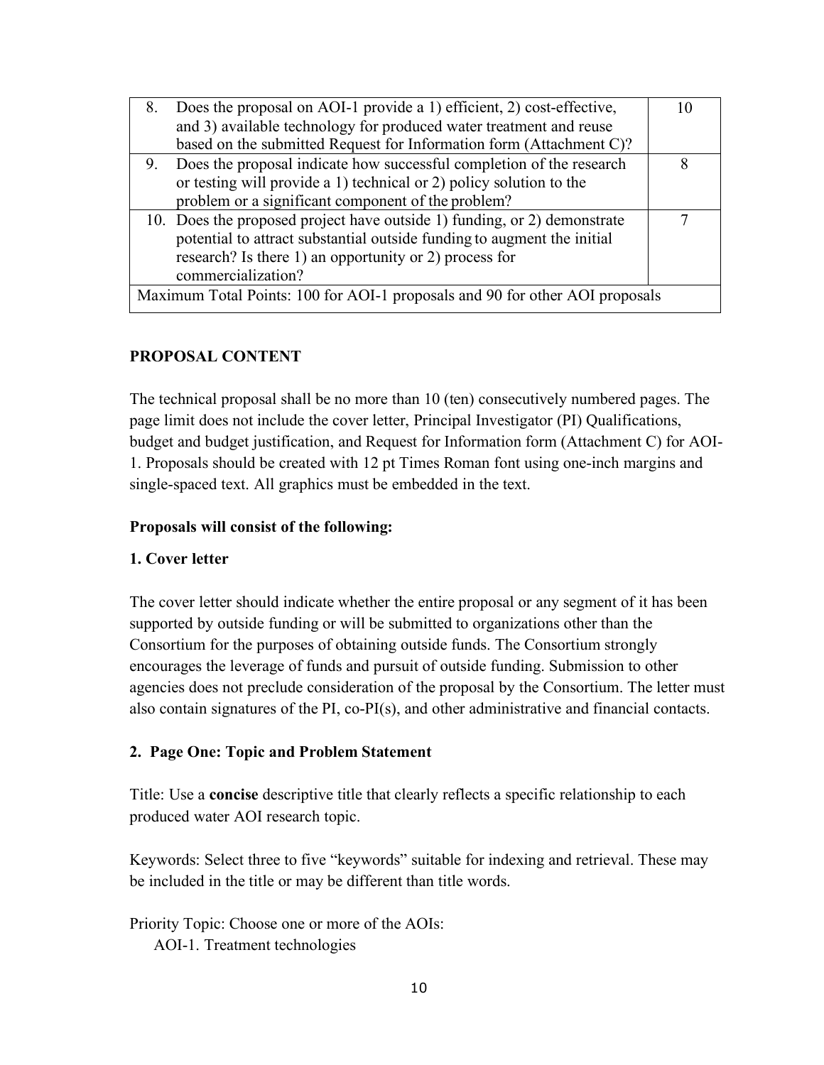| | |
|---|---|
| 8. Does the proposal on AOI-1 provide a 1) efficient, 2) cost-effective, and 3) available technology for produced water treatment and reuse based on the submitted Request for Information form (Attachment C)? | 10 |
| 9. Does the proposal indicate how successful completion of the research or testing will provide a 1) technical or 2) policy solution to the problem or a significant component of the problem? | 8 |
| 10. Does the proposed project have outside 1) funding, or 2) demonstrate potential to attract substantial outside funding to augment the initial research? Is there 1) an opportunity or 2) process for commercialization? | 7 |
| Maximum Total Points: 100 for AOI-1 proposals and 90 for other AOI proposals | |

## PROPOSAL CONTENT

The technical proposal shall be no more than 10 (ten) consecutively numbered pages. The page limit does not include the cover letter, Principal Investigator (PI) Qualifications, budget and budget justification, and Request for Information form (Attachment C) for AOI-1. Proposals should be created with 12 pt Times Roman font using one-inch margins and single-spaced text. All graphics must be embedded in the text.

### Proposals will consist of the following:

### 1. Cover letter

The cover letter should indicate whether the entire proposal or any segment of it has been supported by outside funding or will be submitted to organizations other than the Consortium for the purposes of obtaining outside funds. The Consortium strongly encourages the leverage of funds and pursuit of outside funding. Submission to other agencies does not preclude consideration of the proposal by the Consortium. The letter must also contain signatures of the PI, co-PI(s), and other administrative and financial contacts.

### 2. Page One: Topic and Problem Statement

Title: Use a **concise** descriptive title that clearly reflects a specific relationship to each produced water AOI research topic.

Keywords: Select three to five "keywords" suitable for indexing and retrieval. These may be included in the title or may be different than title words.

Priority Topic: Choose one or more of the AOIs:

AOI-1. Treatment technologies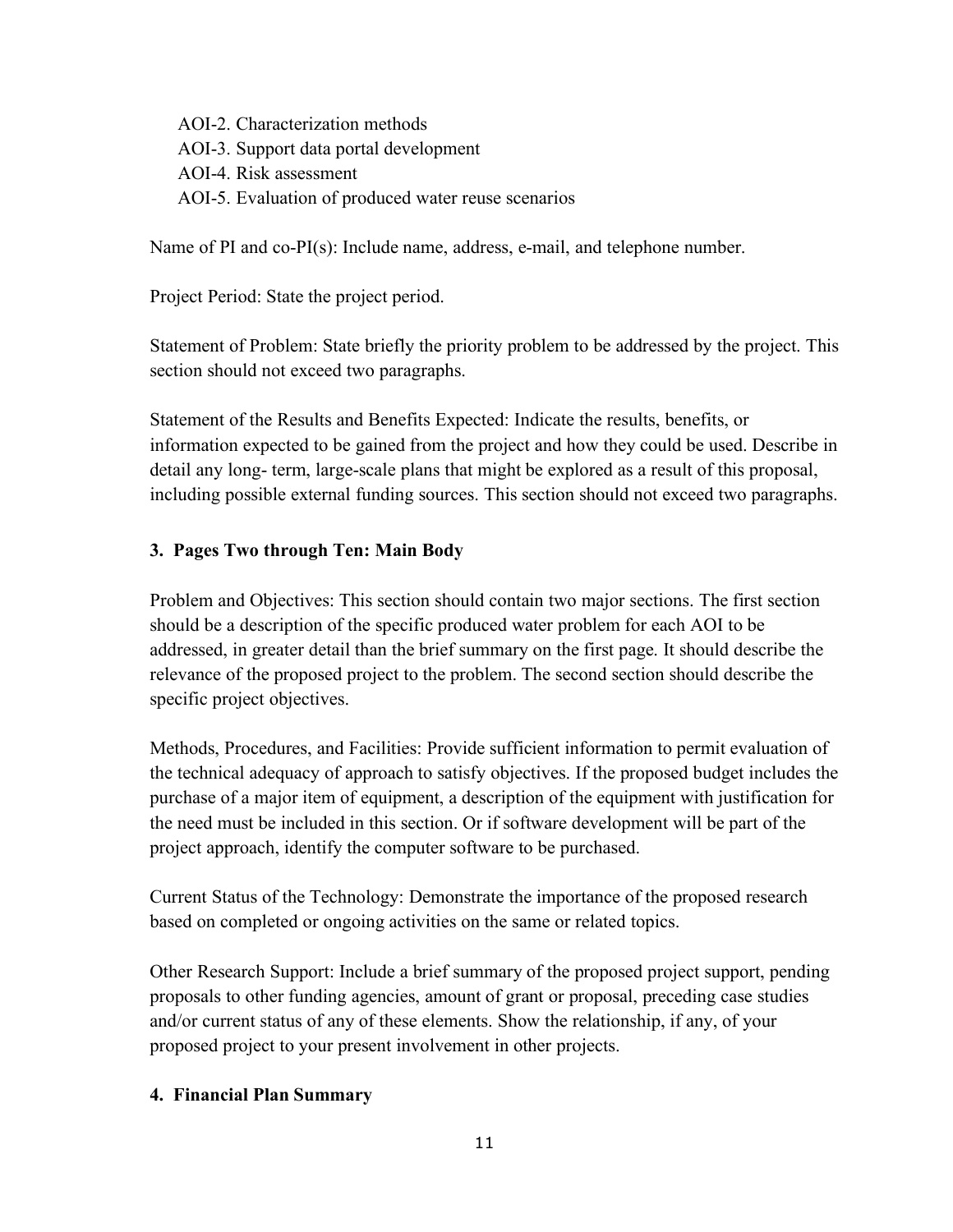AOI-2. Characterization methods
AOI-3. Support data portal development
AOI-4. Risk assessment
AOI-5. Evaluation of produced water reuse scenarios

Name of PI and co-PI(s): Include name, address, e-mail, and telephone number.

Project Period: State the project period.

Statement of Problem: State briefly the priority problem to be addressed by the project. This section should not exceed two paragraphs.

Statement of the Results and Benefits Expected: Indicate the results, benefits, or information expected to be gained from the project and how they could be used. Describe in detail any long- term, large-scale plans that might be explored as a result of this proposal, including possible external funding sources. This section should not exceed two paragraphs.

### 3. Pages Two through Ten: Main Body

Problem and Objectives: This section should contain two major sections. The first section should be a description of the specific produced water problem for each AOI to be addressed, in greater detail than the brief summary on the first page. It should describe the relevance of the proposed project to the problem. The second section should describe the specific project objectives.

Methods, Procedures, and Facilities: Provide sufficient information to permit evaluation of the technical adequacy of approach to satisfy objectives. If the proposed budget includes the purchase of a major item of equipment, a description of the equipment with justification for the need must be included in this section. Or if software development will be part of the project approach, identify the computer software to be purchased.

Current Status of the Technology: Demonstrate the importance of the proposed research based on completed or ongoing activities on the same or related topics.

Other Research Support: Include a brief summary of the proposed project support, pending proposals to other funding agencies, amount of grant or proposal, preceding case studies and/or current status of any of these elements. Show the relationship, if any, of your proposed project to your present involvement in other projects.

### 4. Financial Plan Summary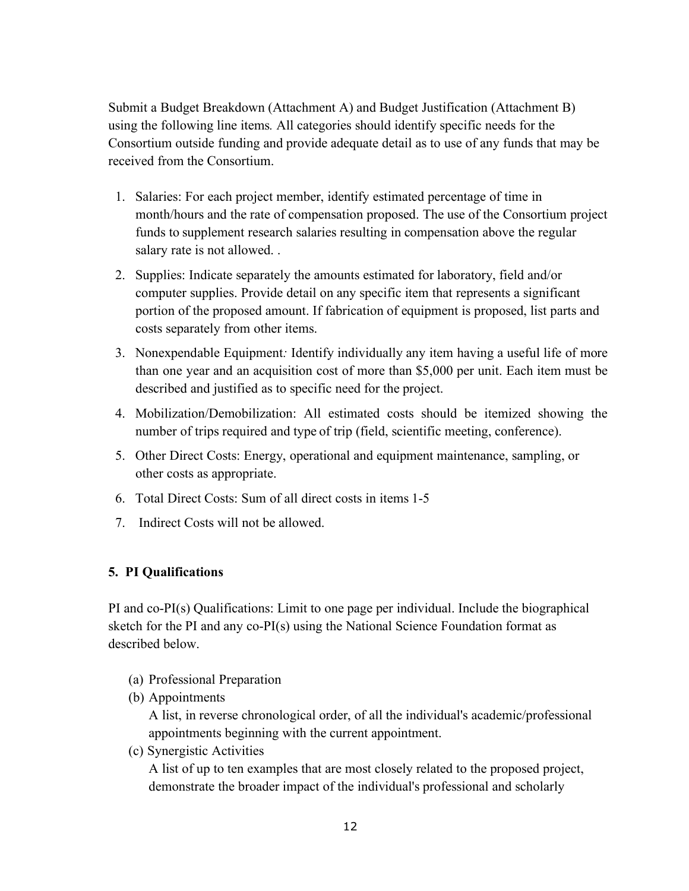Submit a Budget Breakdown (Attachment A) and Budget Justification (Attachment B) using the following line items*.* All categories should identify specific needs for the Consortium outside funding and provide adequate detail as to use of any funds that may be received from the Consortium.

1. Salaries: For each project member, identify estimated percentage of time in month/hours and the rate of compensation proposed. The use of the Consortium project funds to supplement research salaries resulting in compensation above the regular salary rate is not allowed. .
2. Supplies: Indicate separately the amounts estimated for laboratory, field and/or computer supplies. Provide detail on any specific item that represents a significant portion of the proposed amount. If fabrication of equipment is proposed, list parts and costs separately from other items.
3. Nonexpendable Equipment*:* Identify individually any item having a useful life of more than one year and an acquisition cost of more than $5,000 per unit. Each item must be described and justified as to specific need for the project.
4. Mobilization/Demobilization: All estimated costs should be itemized showing the number of trips required and type of trip (field, scientific meeting, conference).
5. Other Direct Costs: Energy, operational and equipment maintenance, sampling, or other costs as appropriate.
6. Total Direct Costs: Sum of all direct costs in items 1-5
7. Indirect Costs will not be allowed.

### 5. PI Qualifications

PI and co-PI(s) Qualifications: Limit to one page per individual. Include the biographical sketch for the PI and any co-PI(s) using the National Science Foundation format as described below.

(a) Professional Preparation

(b) Appointments
A list, in reverse chronological order, of all the individual's academic/professional appointments beginning with the current appointment.

(c) Synergistic Activities
A list of up to ten examples that are most closely related to the proposed project, demonstrate the broader impact of the individual's professional and scholarly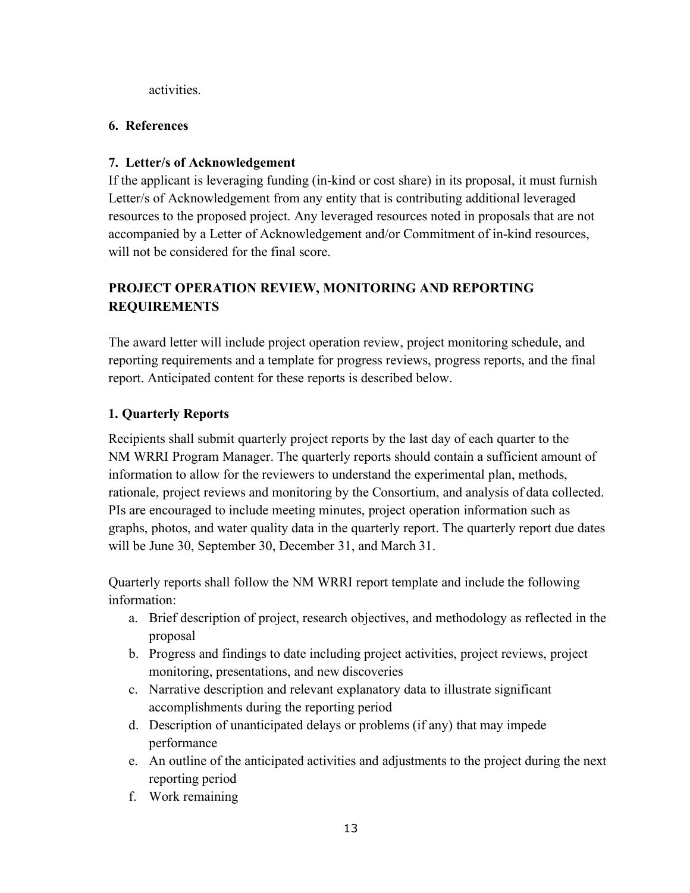activities.

**6. References**

**7. Letter/s of Acknowledgement**

If the applicant is leveraging funding (in-kind or cost share) in its proposal, it must furnish Letter/s of Acknowledgement from any entity that is contributing additional leveraged resources to the proposed project. Any leveraged resources noted in proposals that are not accompanied by a Letter of Acknowledgement and/or Commitment of in-kind resources, will not be considered for the final score.

## PROJECT OPERATION REVIEW, MONITORING AND REPORTING REQUIREMENTS

The award letter will include project operation review, project monitoring schedule, and reporting requirements and a template for progress reviews, progress reports, and the final report. Anticipated content for these reports is described below.

### 1. Quarterly Reports

Recipients shall submit quarterly project reports by the last day of each quarter to the NM WRRI Program Manager. The quarterly reports should contain a sufficient amount of information to allow for the reviewers to understand the experimental plan, methods, rationale, project reviews and monitoring by the Consortium, and analysis of data collected. PIs are encouraged to include meeting minutes, project operation information such as graphs, photos, and water quality data in the quarterly report. The quarterly report due dates will be June 30, September 30, December 31, and March 31.

Quarterly reports shall follow the NM WRRI report template and include the following information:

a. Brief description of project, research objectives, and methodology as reflected in the proposal
b. Progress and findings to date including project activities, project reviews, project monitoring, presentations, and new discoveries
c. Narrative description and relevant explanatory data to illustrate significant accomplishments during the reporting period
d. Description of unanticipated delays or problems (if any) that may impede performance
e. An outline of the anticipated activities and adjustments to the project during the next reporting period
f. Work remaining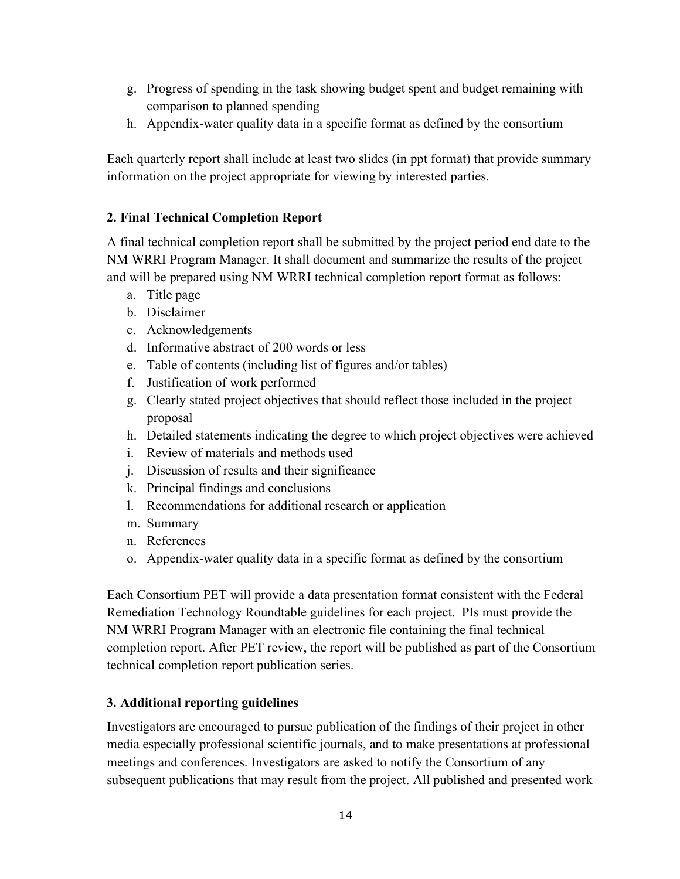g. Progress of spending in the task showing budget spent and budget remaining with comparison to planned spending
h. Appendix-water quality data in a specific format as defined by the consortium

Each quarterly report shall include at least two slides (in ppt format) that provide summary information on the project appropriate for viewing by interested parties.

### 2. Final Technical Completion Report

A final technical completion report shall be submitted by the project period end date to the NM WRRI Program Manager. It shall document and summarize the results of the project and will be prepared using NM WRRI technical completion report format as follows:

a. Title page
b. Disclaimer
c. Acknowledgements
d. Informative abstract of 200 words or less
e. Table of contents (including list of figures and/or tables)
f. Justification of work performed
g. Clearly stated project objectives that should reflect those included in the project proposal
h. Detailed statements indicating the degree to which project objectives were achieved
i. Review of materials and methods used
j. Discussion of results and their significance
k. Principal findings and conclusions
l. Recommendations for additional research or application
m. Summary
n. References
o. Appendix-water quality data in a specific format as defined by the consortium

Each Consortium PET will provide a data presentation format consistent with the Federal Remediation Technology Roundtable guidelines for each project. PIs must provide the NM WRRI Program Manager with an electronic file containing the final technical completion report. After PET review, the report will be published as part of the Consortium technical completion report publication series.

### 3. Additional reporting guidelines

Investigators are encouraged to pursue publication of the findings of their project in other media especially professional scientific journals, and to make presentations at professional meetings and conferences. Investigators are asked to notify the Consortium of any subsequent publications that may result from the project. All published and presented work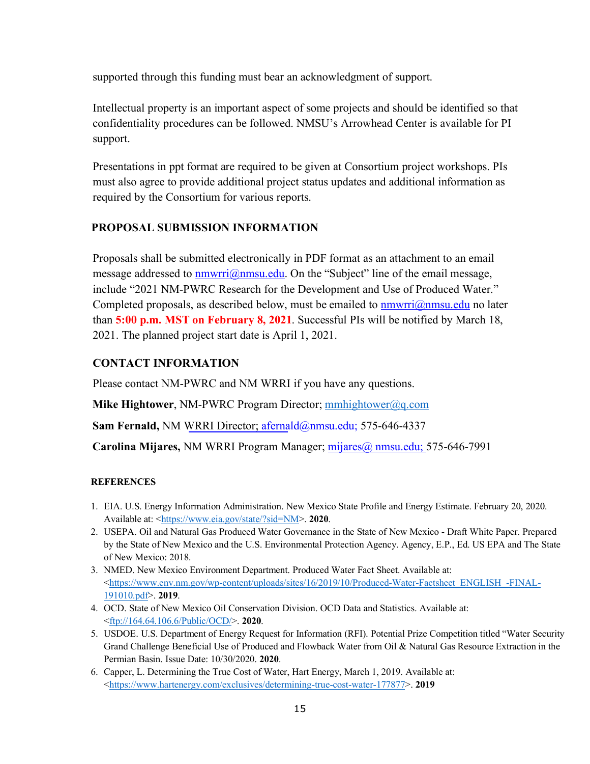supported through this funding must bear an acknowledgment of support.

Intellectual property is an important aspect of some projects and should be identified so that confidentiality procedures can be followed. NMSU's Arrowhead Center is available for PI support.

Presentations in ppt format are required to be given at Consortium project workshops. PIs must also agree to provide additional project status updates and additional information as required by the Consortium for various reports.

## PROPOSAL SUBMISSION INFORMATION

Proposals shall be submitted electronically in PDF format as an attachment to an email message addressed to nmwrri@nmsu.edu. On the "Subject" line of the email message, include "2021 NM-PWRC Research for the Development and Use of Produced Water." Completed proposals, as described below, must be emailed to nmwrri@nmsu.edu no later than **5:00 p.m. MST on February 8, 2021**. Successful PIs will be notified by March 18, 2021. The planned project start date is April 1, 2021.

## CONTACT INFORMATION

Please contact NM-PWRC and NM WRRI if you have any questions.

**Mike Hightower**, NM-PWRC Program Director; mmhightower@q.com

**Sam Fernald,** NM WRRI Director; afernald@nmsu.edu; 575-646-4337

**Carolina Mijares,** NM WRRI Program Manager; mijares@ nmsu.edu; 575-646-7991

## REFERENCES

1. EIA. U.S. Energy Information Administration. New Mexico State Profile and Energy Estimate. February 20, 2020. Available at: <https://www.eia.gov/state/?sid=NM>. **2020**.
2. USEPA. Oil and Natural Gas Produced Water Governance in the State of New Mexico - Draft White Paper. Prepared by the State of New Mexico and the U.S. Environmental Protection Agency. Agency, E.P., Ed. US EPA and The State of New Mexico: 2018.
3. NMED. New Mexico Environment Department. Produced Water Fact Sheet. Available at: <https://www.env.nm.gov/wp-content/uploads/sites/16/2019/10/Produced-Water-Factsheet_ENGLISH_-FINAL-191010.pdf>. **2019**.
4. OCD. State of New Mexico Oil Conservation Division. OCD Data and Statistics. Available at: <ftp://164.64.106.6/Public/OCD/>. **2020**.
5. USDOE. U.S. Department of Energy Request for Information (RFI). Potential Prize Competition titled "Water Security Grand Challenge Beneficial Use of Produced and Flowback Water from Oil & Natural Gas Resource Extraction in the Permian Basin. Issue Date: 10/30/2020. **2020**.
6. Capper, L. Determining the True Cost of Water, Hart Energy, March 1, 2019. Available at: <https://www.hartenergy.com/exclusives/determining-true-cost-water-177877>. **2019**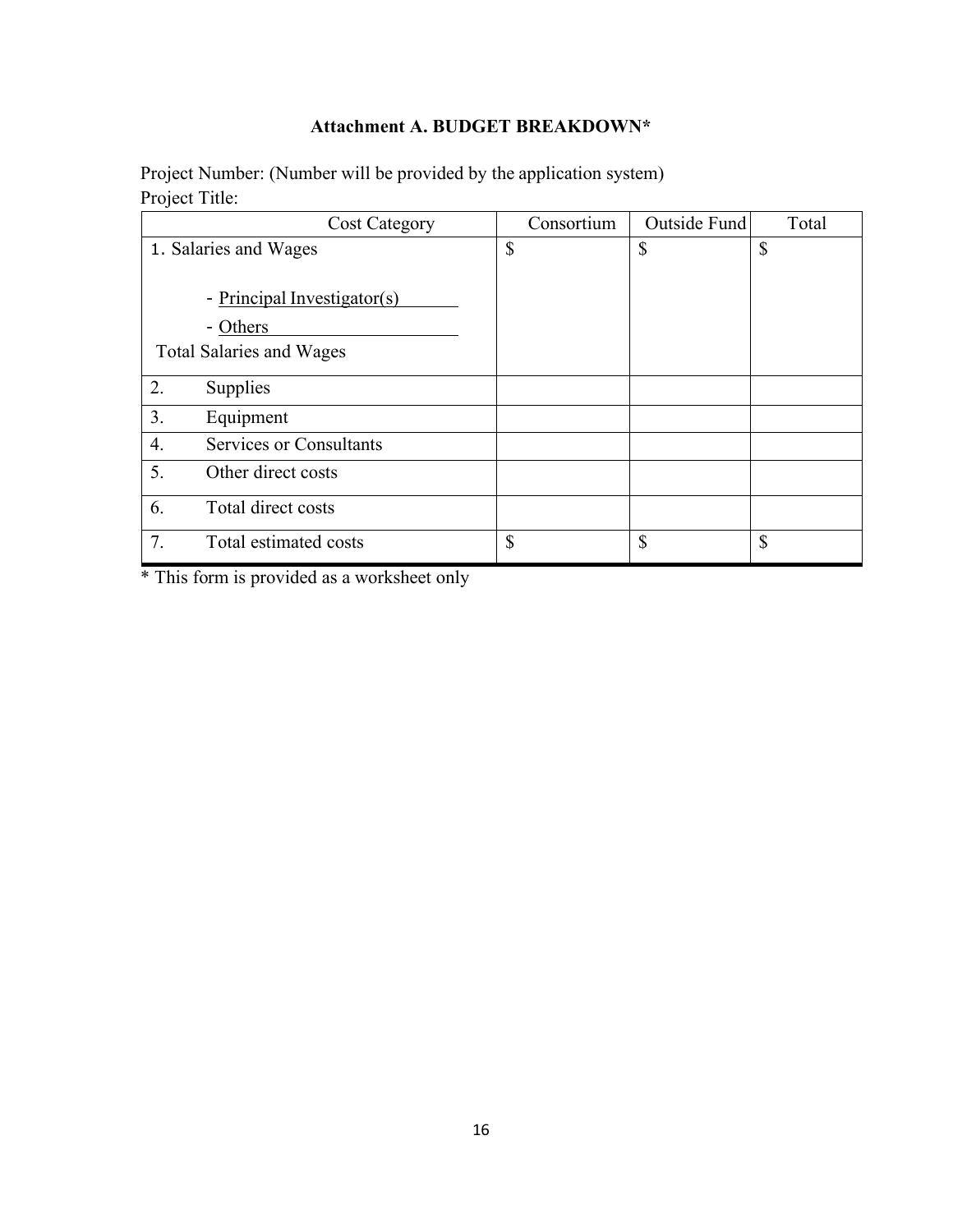### Attachment A. BUDGET BREAKDOWN*

Project Number: (Number will be provided by the application system)
Project Title:

| Cost Category | Consortium | Outside Fund | Total |
|---|---|---|---|
| 1. Salaries and Wages<br><br>- Principal Investigator(s)<br>- Others<br>Total Salaries and Wages | $ | $ | $ |
| 2. Supplies | | | |
| 3. Equipment | | | |
| 4. Services or Consultants | | | |
| 5. Other direct costs | | | |
| 6. Total direct costs | | | |
| 7. Total estimated costs | $ | $ | $ |

* This form is provided as a worksheet only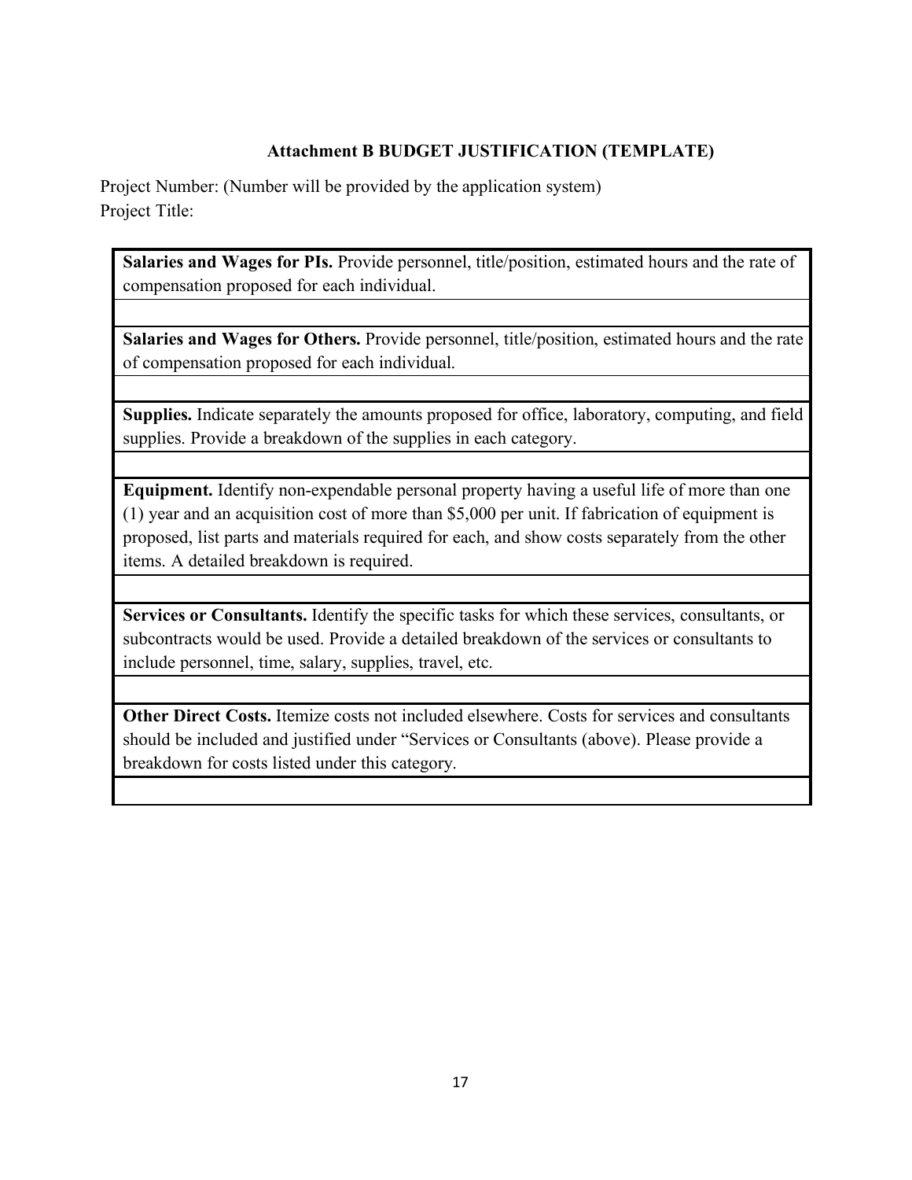### Attachment B BUDGET JUSTIFICATION (TEMPLATE)

Project Number: (Number will be provided by the application system)
Project Title:

| **Salaries and Wages for PIs.** Provide personnel, title/position, estimated hours and the rate of compensation proposed for each individual. |
| --- |
| |
| **Salaries and Wages for Others.** Provide personnel, title/position, estimated hours and the rate of compensation proposed for each individual. |
| |
| **Supplies.** Indicate separately the amounts proposed for office, laboratory, computing, and field supplies. Provide a breakdown of the supplies in each category. |
| |
| **Equipment.** Identify non-expendable personal property having a useful life of more than one (1) year and an acquisition cost of more than $5,000 per unit. If fabrication of equipment is proposed, list parts and materials required for each, and show costs separately from the other items. A detailed breakdown is required. |
| |
| **Services or Consultants.** Identify the specific tasks for which these services, consultants, or subcontracts would be used. Provide a detailed breakdown of the services or consultants to include personnel, time, salary, supplies, travel, etc. |
| |
| **Other Direct Costs.** Itemize costs not included elsewhere. Costs for services and consultants should be included and justified under "Services or Consultants (above). Please provide a breakdown for costs listed under this category. |
| |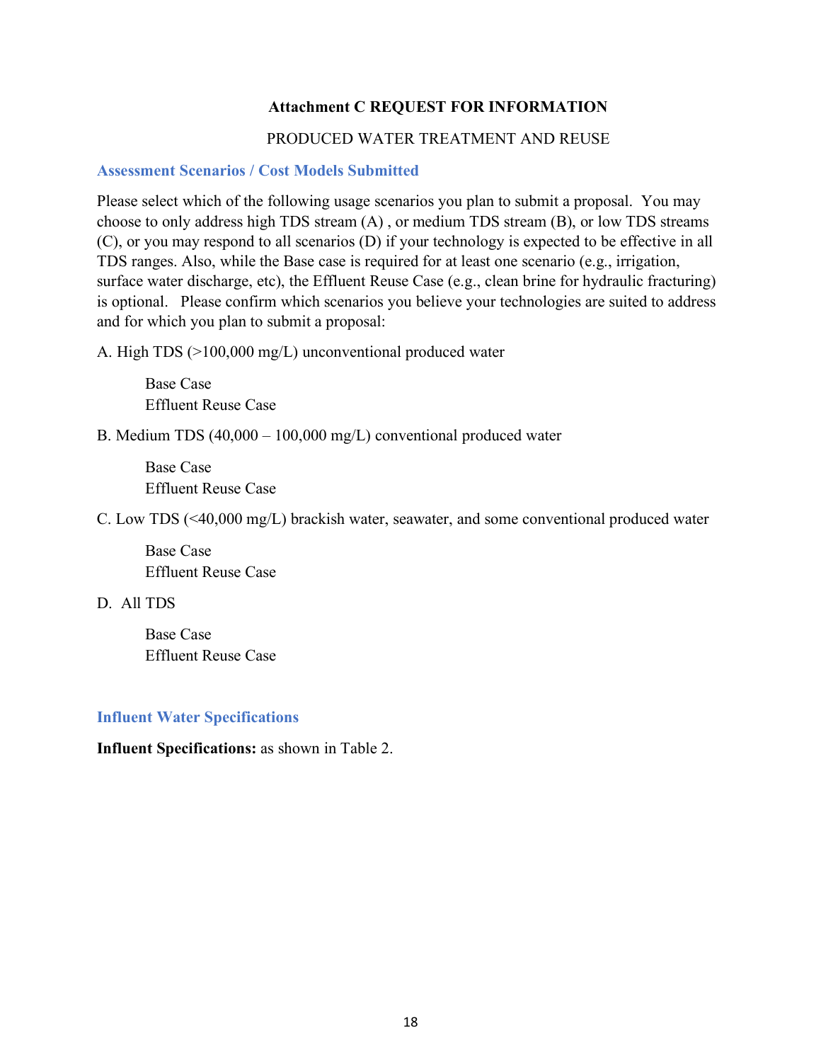**Attachment C REQUEST FOR INFORMATION**

PRODUCED WATER TREATMENT AND REUSE

## Assessment Scenarios / Cost Models Submitted

Please select which of the following usage scenarios you plan to submit a proposal. You may choose to only address high TDS stream (A) , or medium TDS stream (B), or low TDS streams (C), or you may respond to all scenarios (D) if your technology is expected to be effective in all TDS ranges. Also, while the Base case is required for at least one scenario (e.g., irrigation, surface water discharge, etc), the Effluent Reuse Case (e.g., clean brine for hydraulic fracturing) is optional. Please confirm which scenarios you believe your technologies are suited to address and for which you plan to submit a proposal:

A. High TDS (>100,000 mg/L) unconventional produced water

    Base Case
    Effluent Reuse Case

B. Medium TDS (40,000 – 100,000 mg/L) conventional produced water

    Base Case
    Effluent Reuse Case

C. Low TDS (<40,000 mg/L) brackish water, seawater, and some conventional produced water

    Base Case
    Effluent Reuse Case

D. All TDS

    Base Case
    Effluent Reuse Case

## Influent Water Specifications

**Influent Specifications:** as shown in Table 2.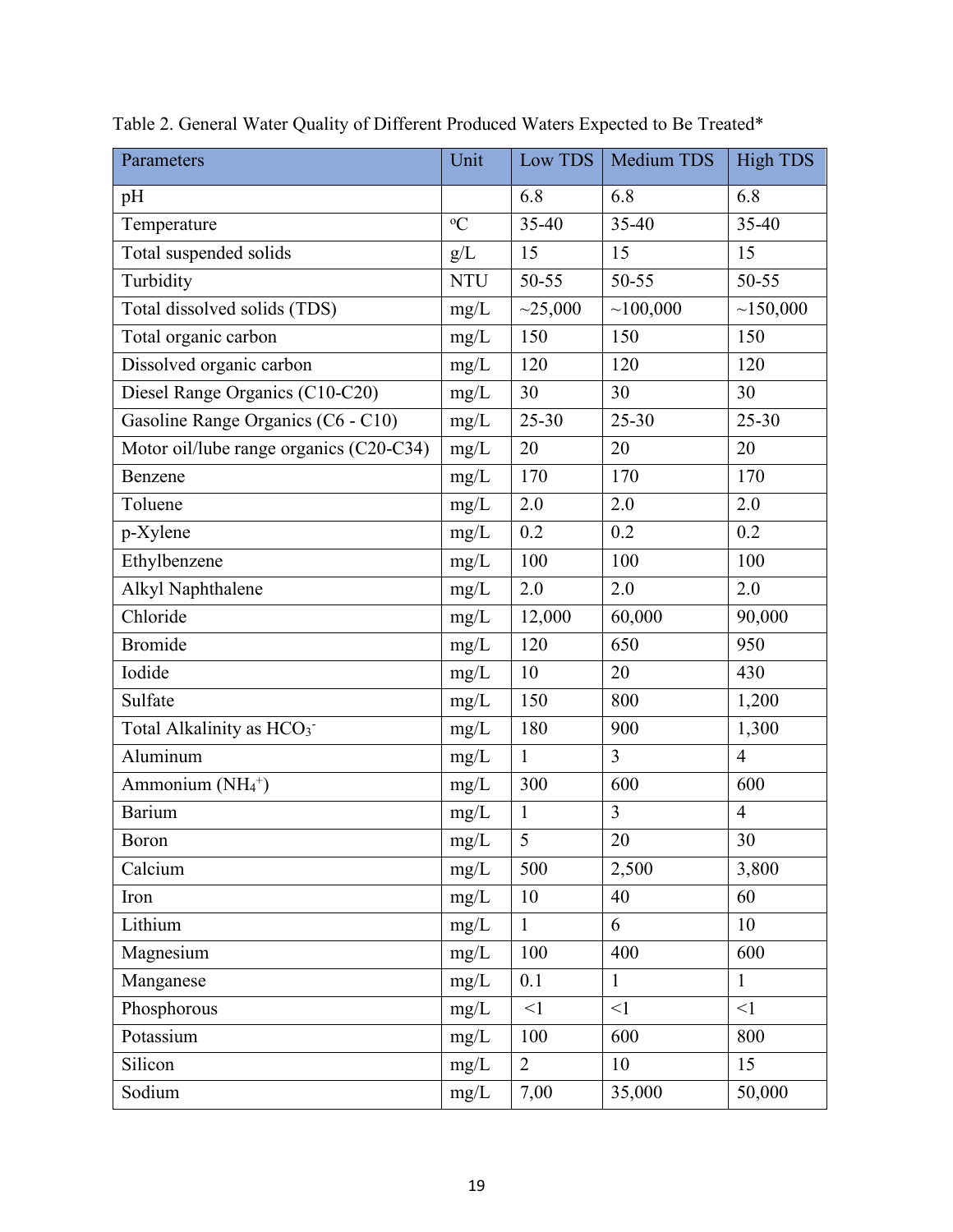Table 2. General Water Quality of Different Produced Waters Expected to Be Treated*

| Parameters | Unit | Low TDS | Medium TDS | High TDS |
|---|---|---|---|---|
| pH | | 6.8 | 6.8 | 6.8 |
| Temperature | $^oC$ | 35-40 | 35-40 | 35-40 |
| Total suspended solids | g/L | 15 | 15 | 15 |
| Turbidity | NTU | 50-55 | 50-55 | 50-55 |
| Total dissolved solids (TDS) | mg/L | ~25,000 | ~100,000 | ~150,000 |
| Total organic carbon | mg/L | 150 | 150 | 150 |
| Dissolved organic carbon | mg/L | 120 | 120 | 120 |
| Diesel Range Organics (C10-C20) | mg/L | 30 | 30 | 30 |
| Gasoline Range Organics (C6 - C10) | mg/L | 25-30 | 25-30 | 25-30 |
| Motor oil/lube range organics (C20-C34) | mg/L | 20 | 20 | 20 |
| Benzene | mg/L | 170 | 170 | 170 |
| Toluene | mg/L | 2.0 | 2.0 | 2.0 |
| p-Xylene | mg/L | 0.2 | 0.2 | 0.2 |
| Ethylbenzene | mg/L | 100 | 100 | 100 |
| Alkyl Naphthalene | mg/L | 2.0 | 2.0 | 2.0 |
| Chloride | mg/L | 12,000 | 60,000 | 90,000 |
| Bromide | mg/L | 120 | 650 | 950 |
| Iodide | mg/L | 10 | 20 | 430 |
| Sulfate | mg/L | 150 | 800 | 1,200 |
| Total Alkalinity as $HCO_3^-$ | mg/L | 180 | 900 | 1,300 |
| Aluminum | mg/L | 1 | 3 | 4 |
| Ammonium ($NH_4^+$) | mg/L | 300 | 600 | 600 |
| Barium | mg/L | 1 | 3 | 4 |
| Boron | mg/L | 5 | 20 | 30 |
| Calcium | mg/L | 500 | 2,500 | 3,800 |
| Iron | mg/L | 10 | 40 | 60 |
| Lithium | mg/L | 1 | 6 | 10 |
| Magnesium | mg/L | 100 | 400 | 600 |
| Manganese | mg/L | 0.1 | 1 | 1 |
| Phosphorous | mg/L | <1 | <1 | <1 |
| Potassium | mg/L | 100 | 600 | 800 |
| Silicon | mg/L | 2 | 10 | 15 |
| Sodium | mg/L | 7,00 | 35,000 | 50,000 |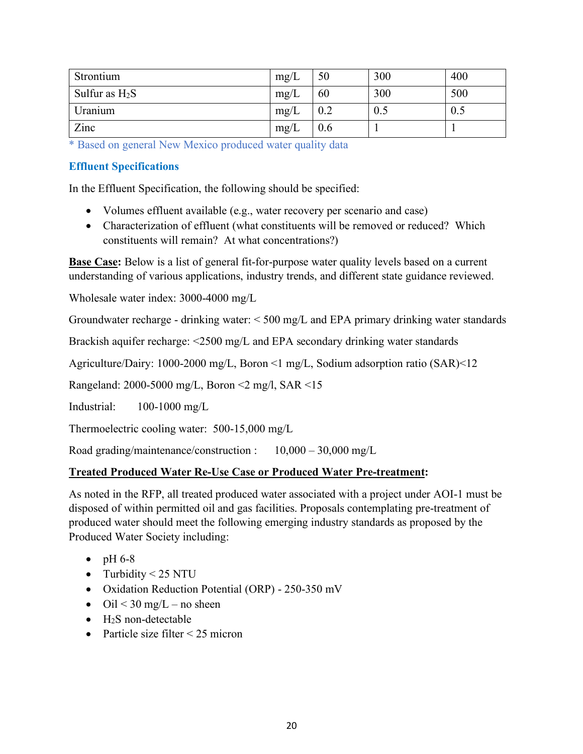| Strontium | mg/L | 50 | 300 | 400 |
|---|---|---|---|---|
| Sulfur as $H_2S$ | mg/L | 60 | 300 | 500 |
| Uranium | mg/L | 0.2 | 0.5 | 0.5 |
| Zinc | mg/L | 0.6 | 1 | 1 |

* Based on general New Mexico produced water quality data

### Effluent Specifications

In the Effluent Specification, the following should be specified:

- Volumes effluent available (e.g., water recovery per scenario and case)
- Characterization of effluent (what constituents will be removed or reduced? Which constituents will remain? At what concentrations?)

**Base Case:** Below is a list of general fit-for-purpose water quality levels based on a current understanding of various applications, industry trends, and different state guidance reviewed.

Wholesale water index: 3000-4000 mg/L

Groundwater recharge - drinking water: < 500 mg/L and EPA primary drinking water standards

Brackish aquifer recharge: <2500 mg/L and EPA secondary drinking water standards

Agriculture/Dairy: 1000-2000 mg/L, Boron <1 mg/L, Sodium adsorption ratio (SAR)<12

Rangeland: 2000-5000 mg/L, Boron <2 mg/l, SAR <15

Industrial: 100-1000 mg/L

Thermoelectric cooling water: 500-15,000 mg/L

Road grading/maintenance/construction : 10,000 – 30,000 mg/L

**Treated Produced Water Re-Use Case or Produced Water Pre-treatment:**

As noted in the RFP, all treated produced water associated with a project under AOI-1 must be disposed of within permitted oil and gas facilities. Proposals contemplating pre-treatment of produced water should meet the following emerging industry standards as proposed by the Produced Water Society including:

- pH 6-8
- Turbidity < 25 NTU
- Oxidation Reduction Potential (ORP) - 250-350 mV
- Oil < 30 mg/L – no sheen
- $H_2S$ non-detectable
- Particle size filter < 25 micron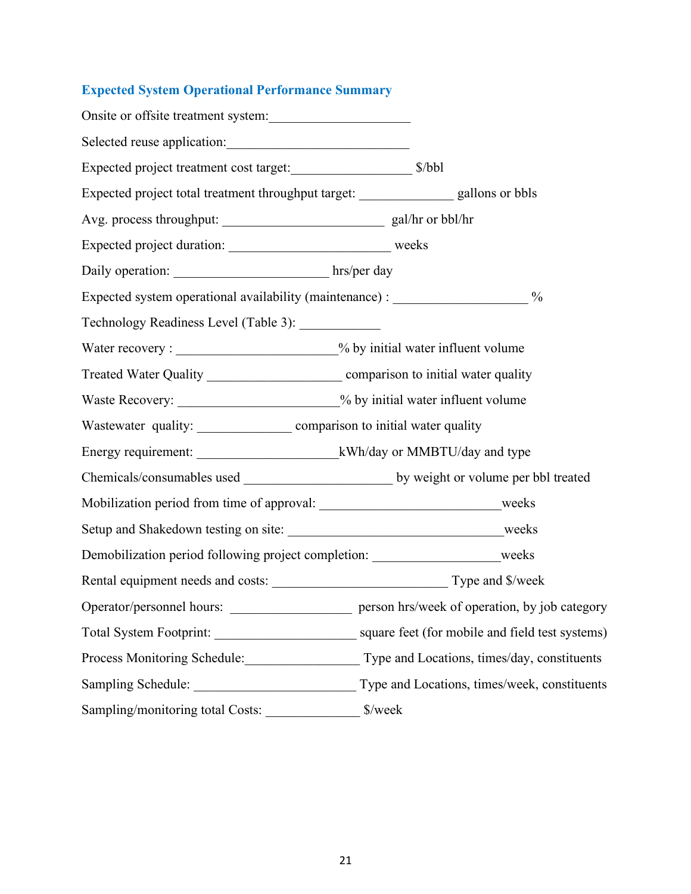### Expected System Operational Performance Summary

Onsite or offsite treatment system:____________________

Selected reuse application:__________________________

Expected project treatment cost target:_________________ $/bbl

Expected project total treatment throughput target: _____________ gallons or bbls

Avg. process throughput: _______________________ gal/hr or bbl/hr

Expected project duration: ______________________ weeks

Daily operation: ______________________ hrs/per day

Expected system operational availability (maintenance) : ___________________ %

Technology Readiness Level (Table 3): ___________

Water recovery : _______________________% by initial water influent volume

Treated Water Quality ___________________ comparison to initial water quality

Waste Recovery: _______________________% by initial water influent volume

Wastewater quality: _____________ comparison to initial water quality

Energy requirement: ____________________kWh/day or MMBTU/day and type

Chemicals/consumables used _____________________ by weight or volume per bbl treated

Mobilization period from time of approval: __________________________weeks

Setup and Shakedown testing on site: _______________________________weeks

Demobilization period following project completion: __________________weeks

Rental equipment needs and costs: _________________________ Type and $/week

Operator/personnel hours: _________________ person hrs/week of operation, by job category

Total System Footprint: ____________________ square feet (for mobile and field test systems)

Process Monitoring Schedule:________________ Type and Locations, times/day, constituents

Sampling Schedule: _______________________ Type and Locations, times/week, constituents

Sampling/monitoring total Costs: _____________ $/week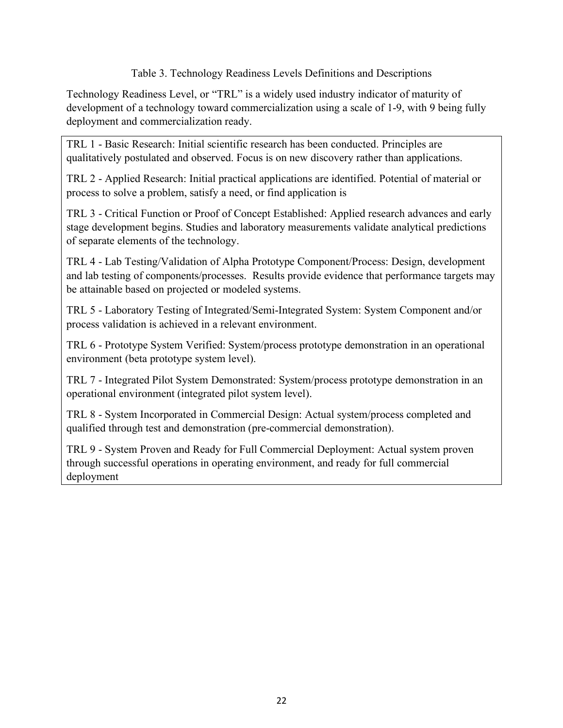Table 3. Technology Readiness Levels Definitions and Descriptions

Technology Readiness Level, or "TRL" is a widely used industry indicator of maturity of development of a technology toward commercialization using a scale of 1-9, with 9 being fully deployment and commercialization ready.

TRL 1 - Basic Research: Initial scientific research has been conducted. Principles are qualitatively postulated and observed. Focus is on new discovery rather than applications.

TRL 2 - Applied Research: Initial practical applications are identified. Potential of material or process to solve a problem, satisfy a need, or find application is

TRL 3 - Critical Function or Proof of Concept Established: Applied research advances and early stage development begins. Studies and laboratory measurements validate analytical predictions of separate elements of the technology.

TRL 4 - Lab Testing/Validation of Alpha Prototype Component/Process: Design, development and lab testing of components/processes. Results provide evidence that performance targets may be attainable based on projected or modeled systems.

TRL 5 - Laboratory Testing of Integrated/Semi-Integrated System: System Component and/or process validation is achieved in a relevant environment.

TRL 6 - Prototype System Verified: System/process prototype demonstration in an operational environment (beta prototype system level).

TRL 7 - Integrated Pilot System Demonstrated: System/process prototype demonstration in an operational environment (integrated pilot system level).

TRL 8 - System Incorporated in Commercial Design: Actual system/process completed and qualified through test and demonstration (pre-commercial demonstration).

TRL 9 - System Proven and Ready for Full Commercial Deployment: Actual system proven through successful operations in operating environment, and ready for full commercial deployment